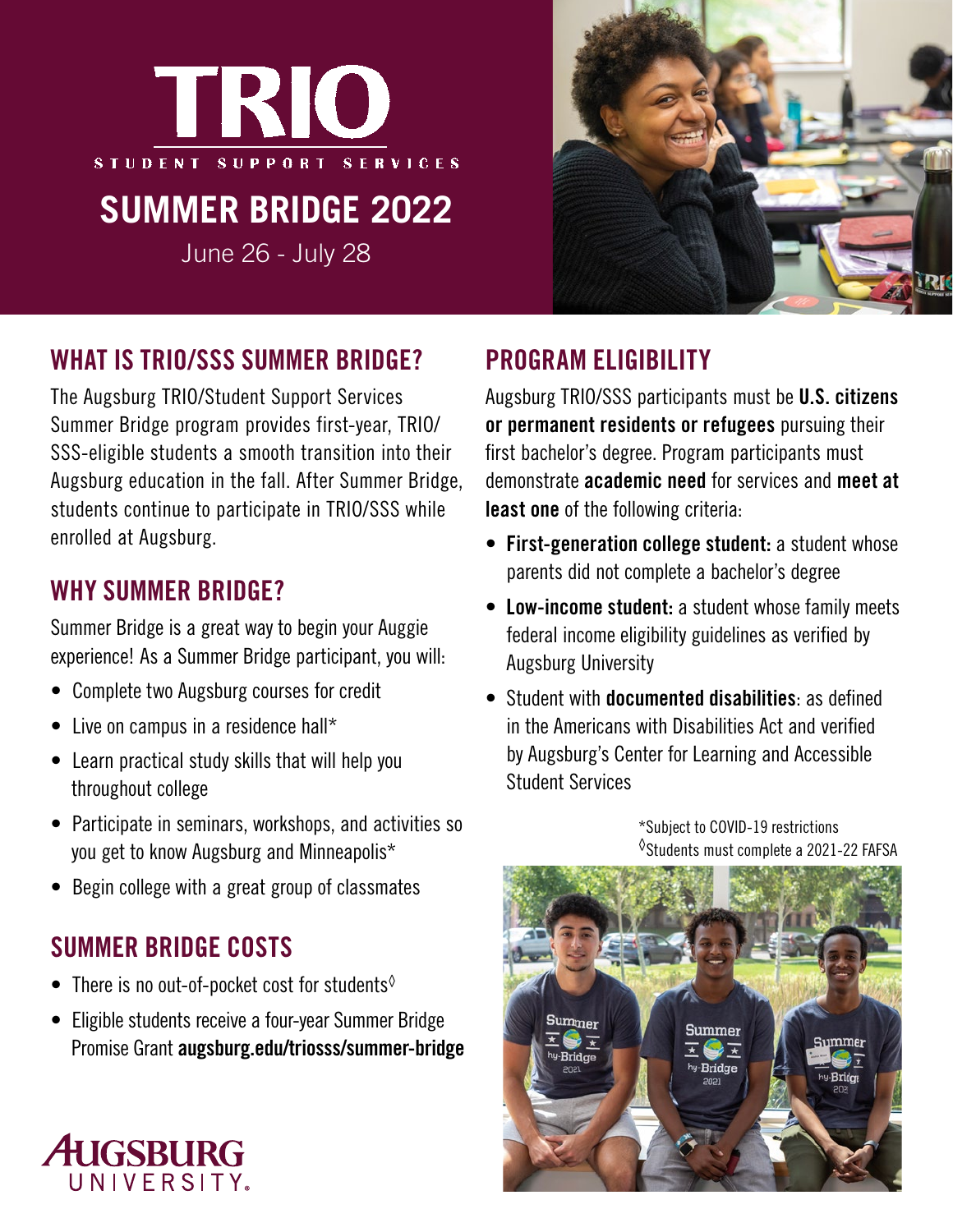# TRIO

STUDENT SUPPORT SERVICES

## SUMMER BRIDGE 2022

June 26 - July 28

## WHAT IS TRIO/SSS SUMMER BRIDGE?

The Augsburg TRIO/Student Support Services Summer Bridge program provides first-year, TRIO/SSS-eligible students a smooth transition into their Augsburg education in the fall. After Summer Bridge, students continue to participate in TRIO/SSS while enrolled at Augsburg.

## WHY SUMMER BRIDGE?

Summer Bridge is a great way to begin your Auggie experience! As a Summer Bridge participant, you will:

- Complete two Augsburg courses for credit
- Live on campus in a residence hall*
- Learn practical study skills that will help you throughout college
- Participate in seminars, workshops, and activities so you get to know Augsburg and Minneapolis*
- Begin college with a great group of classmates

## SUMMER BRIDGE COSTS

- There is no out-of-pocket cost for students◊
- Eligible students receive a four-year Summer Bridge Promise Grant **augsburg.edu/triosss/summer-bridge**

## PROGRAM ELIGIBILITY

Augsburg TRIO/SSS participants must be **U.S. citizens or permanent residents or refugees** pursuing their first bachelor's degree. Program participants must demonstrate **academic need** for services and **meet at least one** of the following criteria:

- **First-generation college student:** a student whose parents did not complete a bachelor's degree
- **Low-income student:** a student whose family meets federal income eligibility guidelines as verified by Augsburg University
- Student with **documented disabilities**: as defined in the Americans with Disabilities Act and verified by Augsburg's Center for Learning and Accessible Student Services

*Subject to COVID-19 restrictions

◊Students must complete a 2021-22 FAFSA

AUGSBURG UNIVERSITY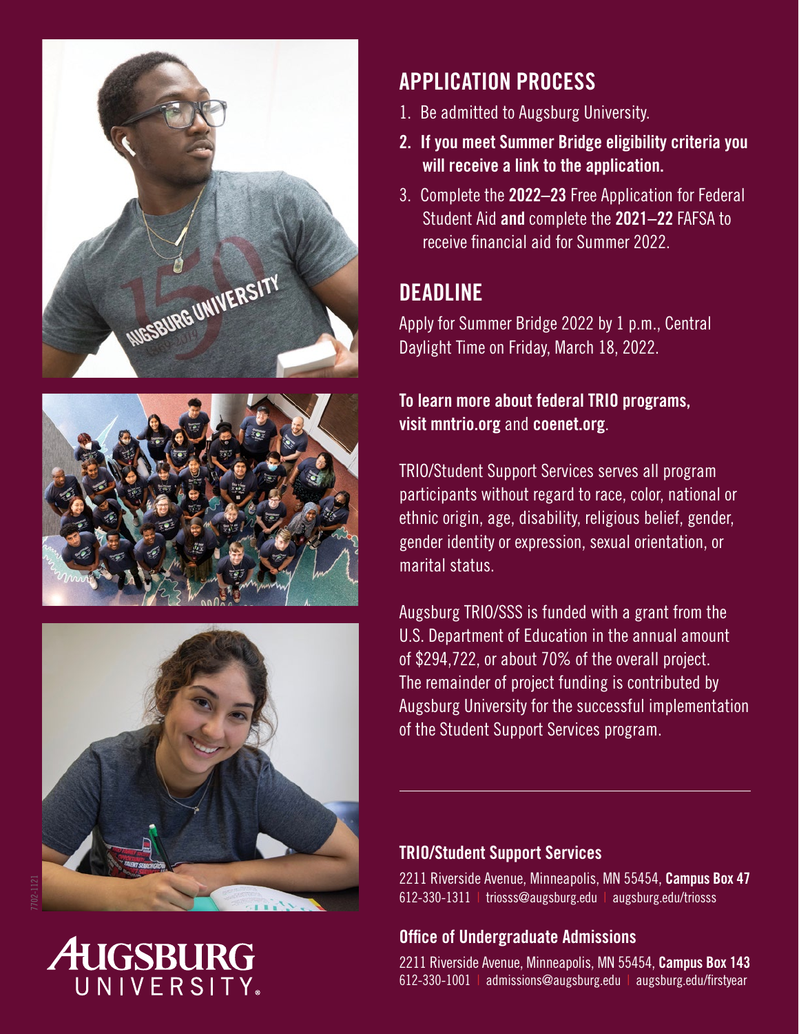## APPLICATION PROCESS

1. Be admitted to Augsburg University.
2. **If you meet Summer Bridge eligibility criteria you will receive a link to the application.**
3. Complete the **2022–23** Free Application for Federal Student Aid **and** complete the **2021–22** FAFSA to receive financial aid for Summer 2022.

## DEADLINE

Apply for Summer Bridge 2022 by 1 p.m., Central Daylight Time on Friday, March 18, 2022.

**To learn more about federal TRIO programs, visit mntrio.org** and **coenet.org**.

TRIO/Student Support Services serves all program participants without regard to race, color, national or ethnic origin, age, disability, religious belief, gender, gender identity or expression, sexual orientation, or marital status.

Augsburg TRIO/SSS is funded with a grant from the U.S. Department of Education in the annual amount of $294,722, or about 70% of the overall project. The remainder of project funding is contributed by Augsburg University for the successful implementation of the Student Support Services program.

---

### TRIO/Student Support Services

2211 Riverside Avenue, Minneapolis, MN 55454, **Campus Box 47**
612-330-1311 | triosss@augsburg.edu | augsburg.edu/triosss

### Office of Undergraduate Admissions

2211 Riverside Avenue, Minneapolis, MN 55454, **Campus Box 143**
612-330-1001 | admissions@augsburg.edu | augsburg.edu/firstyear

AUGSBURG UNIVERSITY

7702-1121